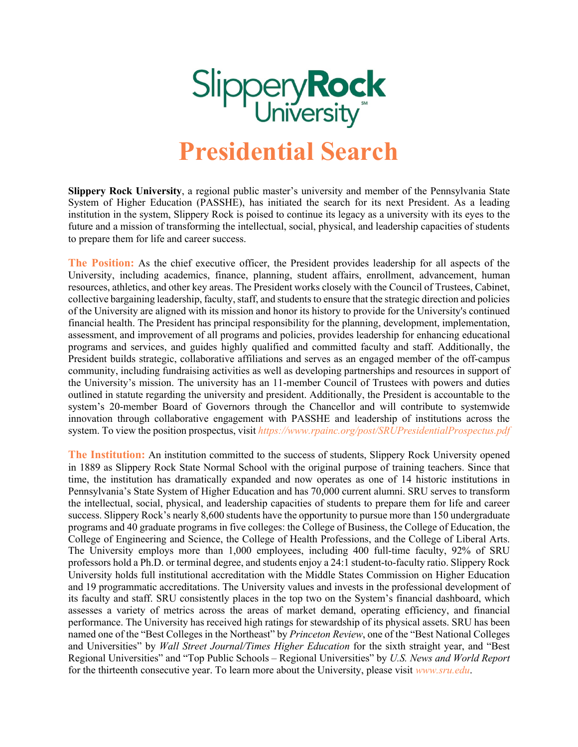# Slippery Rock University

# Presidential Search

**Slippery Rock University**, a regional public master's university and member of the Pennsylvania State System of Higher Education (PASSHE), has initiated the search for its next President. As a leading institution in the system, Slippery Rock is poised to continue its legacy as a university with its eyes to the future and a mission of transforming the intellectual, social, physical, and leadership capacities of students to prepare them for life and career success.

**The Position:** As the chief executive officer, the President provides leadership for all aspects of the University, including academics, finance, planning, student affairs, enrollment, advancement, human resources, athletics, and other key areas. The President works closely with the Council of Trustees, Cabinet, collective bargaining leadership, faculty, staff, and students to ensure that the strategic direction and policies of the University are aligned with its mission and honor its history to provide for the University's continued financial health. The President has principal responsibility for the planning, development, implementation, assessment, and improvement of all programs and policies, provides leadership for enhancing educational programs and services, and guides highly qualified and committed faculty and staff. Additionally, the President builds strategic, collaborative affiliations and serves as an engaged member of the off-campus community, including fundraising activities as well as developing partnerships and resources in support of the University's mission. The university has an 11-member Council of Trustees with powers and duties outlined in statute regarding the university and president. Additionally, the President is accountable to the system's 20-member Board of Governors through the Chancellor and will contribute to systemwide innovation through collaborative engagement with PASSHE and leadership of institutions across the system. To view the position prospectus, visit *https://www.rpainc.org/post/SRUPresidentialProspectus.pdf*

**The Institution:** An institution committed to the success of students, Slippery Rock University opened in 1889 as Slippery Rock State Normal School with the original purpose of training teachers. Since that time, the institution has dramatically expanded and now operates as one of 14 historic institutions in Pennsylvania's State System of Higher Education and has 70,000 current alumni. SRU serves to transform the intellectual, social, physical, and leadership capacities of students to prepare them for life and career success. Slippery Rock's nearly 8,600 students have the opportunity to pursue more than 150 undergraduate programs and 40 graduate programs in five colleges: the College of Business, the College of Education, the College of Engineering and Science, the College of Health Professions, and the College of Liberal Arts. The University employs more than 1,000 employees, including 400 full-time faculty, 92% of SRU professors hold a Ph.D. or terminal degree, and students enjoy a 24:1 student-to-faculty ratio. Slippery Rock University holds full institutional accreditation with the Middle States Commission on Higher Education and 19 programmatic accreditations. The University values and invests in the professional development of its faculty and staff. SRU consistently places in the top two on the System's financial dashboard, which assesses a variety of metrics across the areas of market demand, operating efficiency, and financial performance. The University has received high ratings for stewardship of its physical assets. SRU has been named one of the "Best Colleges in the Northeast" by *Princeton Review*, one of the "Best National Colleges and Universities" by *Wall Street Journal/Times Higher Education* for the sixth straight year, and "Best Regional Universities" and "Top Public Schools – Regional Universities" by *U.S. News and World Report* for the thirteenth consecutive year. To learn more about the University, please visit *www.sru.edu*.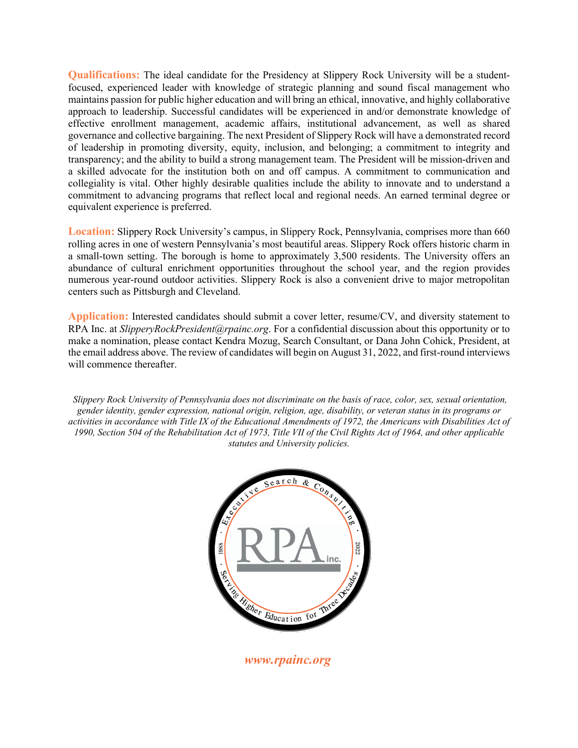**Qualifications:** The ideal candidate for the Presidency at Slippery Rock University will be a student-focused, experienced leader with knowledge of strategic planning and sound fiscal management who maintains passion for public higher education and will bring an ethical, innovative, and highly collaborative approach to leadership. Successful candidates will be experienced in and/or demonstrate knowledge of effective enrollment management, academic affairs, institutional advancement, as well as shared governance and collective bargaining. The next President of Slippery Rock will have a demonstrated record of leadership in promoting diversity, equity, inclusion, and belonging; a commitment to integrity and transparency; and the ability to build a strong management team. The President will be mission-driven and a skilled advocate for the institution both on and off campus. A commitment to communication and collegiality is vital. Other highly desirable qualities include the ability to innovate and to understand a commitment to advancing programs that reflect local and regional needs. An earned terminal degree or equivalent experience is preferred.

**Location:** Slippery Rock University's campus, in Slippery Rock, Pennsylvania, comprises more than 660 rolling acres in one of western Pennsylvania's most beautiful areas. Slippery Rock offers historic charm in a small-town setting. The borough is home to approximately 3,500 residents. The University offers an abundance of cultural enrichment opportunities throughout the school year, and the region provides numerous year-round outdoor activities. Slippery Rock is also a convenient drive to major metropolitan centers such as Pittsburgh and Cleveland.

**Application:** Interested candidates should submit a cover letter, resume/CV, and diversity statement to RPA Inc. at *SlipperyRockPresident@rpainc.org*. For a confidential discussion about this opportunity or to make a nomination, please contact Kendra Mozug, Search Consultant, or Dana John Cohick, President, at the email address above. The review of candidates will begin on August 31, 2022, and first-round interviews will commence thereafter.

*Slippery Rock University of Pennsylvania does not discriminate on the basis of race, color, sex, sexual orientation, gender identity, gender expression, national origin, religion, age, disability, or veteran status in its programs or activities in accordance with Title IX of the Educational Amendments of 1972, the Americans with Disabilities Act of 1990, Section 504 of the Rehabilitation Act of 1973, Title VII of the Civil Rights Act of 1964, and other applicable statutes and University policies.*

Executive Search & Consulting · 1988 · RPA inc. · 2022 · Serving Higher Education for Three Decades

***www.rpainc.org***